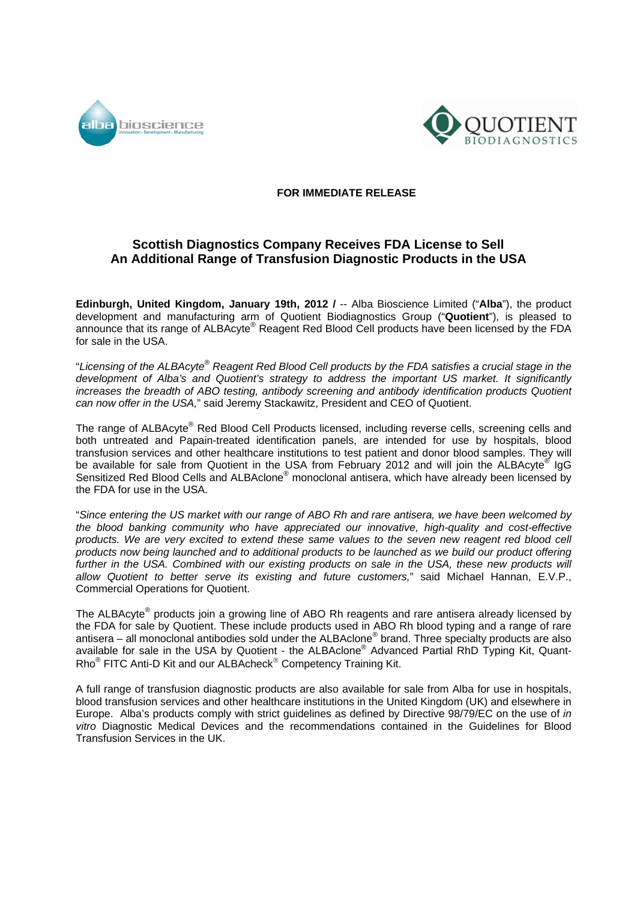**FOR IMMEDIATE RELEASE**

## Scottish Diagnostics Company Receives FDA License to Sell An Additional Range of Transfusion Diagnostic Products in the USA

**Edinburgh, United Kingdom, January 19th, 2012 /** -- Alba Bioscience Limited ("**Alba**"), the product development and manufacturing arm of Quotient Biodiagnostics Group ("**Quotient**"), is pleased to announce that its range of ALBAcyte® Reagent Red Blood Cell products have been licensed by the FDA for sale in the USA.

"*Licensing of the ALBAcyte® Reagent Red Blood Cell products by the FDA satisfies a crucial stage in the development of Alba's and Quotient's strategy to address the important US market. It significantly increases the breadth of ABO testing, antibody screening and antibody identification products Quotient can now offer in the USA,*" said Jeremy Stackawitz, President and CEO of Quotient.

The range of ALBAcyte® Red Blood Cell Products licensed, including reverse cells, screening cells and both untreated and Papain-treated identification panels, are intended for use by hospitals, blood transfusion services and other healthcare institutions to test patient and donor blood samples. They will be available for sale from Quotient in the USA from February 2012 and will join the ALBAcyte® IgG Sensitized Red Blood Cells and ALBAclone® monoclonal antisera, which have already been licensed by the FDA for use in the USA.

"*Since entering the US market with our range of ABO Rh and rare antisera, we have been welcomed by the blood banking community who have appreciated our innovative, high-quality and cost-effective products. We are very excited to extend these same values to the seven new reagent red blood cell products now being launched and to additional products to be launched as we build our product offering further in the USA. Combined with our existing products on sale in the USA, these new products will allow Quotient to better serve its existing and future customers,*" said Michael Hannan, E.V.P., Commercial Operations for Quotient.

The ALBAcyte® products join a growing line of ABO Rh reagents and rare antisera already licensed by the FDA for sale by Quotient. These include products used in ABO Rh blood typing and a range of rare antisera – all monoclonal antibodies sold under the ALBAclone® brand. Three specialty products are also available for sale in the USA by Quotient - the ALBAclone® Advanced Partial RhD Typing Kit, Quant-Rho® FITC Anti-D Kit and our ALBAcheck® Competency Training Kit.

A full range of transfusion diagnostic products are also available for sale from Alba for use in hospitals, blood transfusion services and other healthcare institutions in the United Kingdom (UK) and elsewhere in Europe. Alba's products comply with strict guidelines as defined by Directive 98/79/EC on the use of *in vitro* Diagnostic Medical Devices and the recommendations contained in the Guidelines for Blood Transfusion Services in the UK.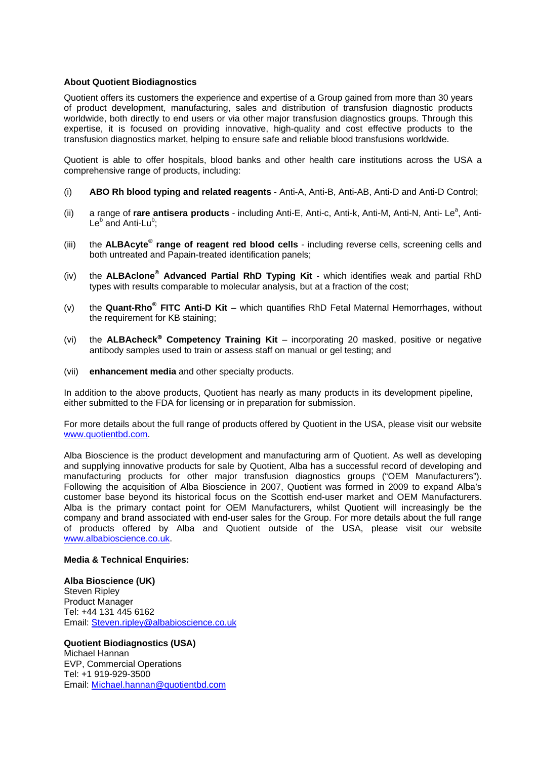**About Quotient Biodiagnostics**

Quotient offers its customers the experience and expertise of a Group gained from more than 30 years of product development, manufacturing, sales and distribution of transfusion diagnostic products worldwide, both directly to end users or via other major transfusion diagnostics groups. Through this expertise, it is focused on providing innovative, high-quality and cost effective products to the transfusion diagnostics market, helping to ensure safe and reliable blood transfusions worldwide.

Quotient is able to offer hospitals, blood banks and other health care institutions across the USA a comprehensive range of products, including:

(i) **ABO Rh blood typing and related reagents** - Anti-A, Anti-B, Anti-AB, Anti-D and Anti-D Control;

(ii) a range of **rare antisera products** - including Anti-E, Anti-c, Anti-k, Anti-M, Anti-N, Anti- $Le^a$, Anti-$Le^b$ and Anti-$Lu^b$;

(iii) the **ALBAcyte® range of reagent red blood cells** - including reverse cells, screening cells and both untreated and Papain-treated identification panels;

(iv) the **ALBAclone® Advanced Partial RhD Typing Kit** - which identifies weak and partial RhD types with results comparable to molecular analysis, but at a fraction of the cost;

(v) the **Quant-Rho® FITC Anti-D Kit** – which quantifies RhD Fetal Maternal Hemorrhages, without the requirement for KB staining;

(vi) the **ALBAcheck® Competency Training Kit** – incorporating 20 masked, positive or negative antibody samples used to train or assess staff on manual or gel testing; and

(vii) **enhancement media** and other specialty products.

In addition to the above products, Quotient has nearly as many products in its development pipeline, either submitted to the FDA for licensing or in preparation for submission.

For more details about the full range of products offered by Quotient in the USA, please visit our website www.quotientbd.com.

Alba Bioscience is the product development and manufacturing arm of Quotient. As well as developing and supplying innovative products for sale by Quotient, Alba has a successful record of developing and manufacturing products for other major transfusion diagnostics groups ("OEM Manufacturers"). Following the acquisition of Alba Bioscience in 2007, Quotient was formed in 2009 to expand Alba's customer base beyond its historical focus on the Scottish end-user market and OEM Manufacturers. Alba is the primary contact point for OEM Manufacturers, whilst Quotient will increasingly be the company and brand associated with end-user sales for the Group. For more details about the full range of products offered by Alba and Quotient outside of the USA, please visit our website www.albabioscience.co.uk.

**Media & Technical Enquiries:**

**Alba Bioscience (UK)**
Steven Ripley
Product Manager
Tel: +44 131 445 6162
Email: Steven.ripley@albabioscience.co.uk

**Quotient Biodiagnostics (USA)**
Michael Hannan
EVP, Commercial Operations
Tel: +1 919-929-3500
Email: Michael.hannan@quotientbd.com